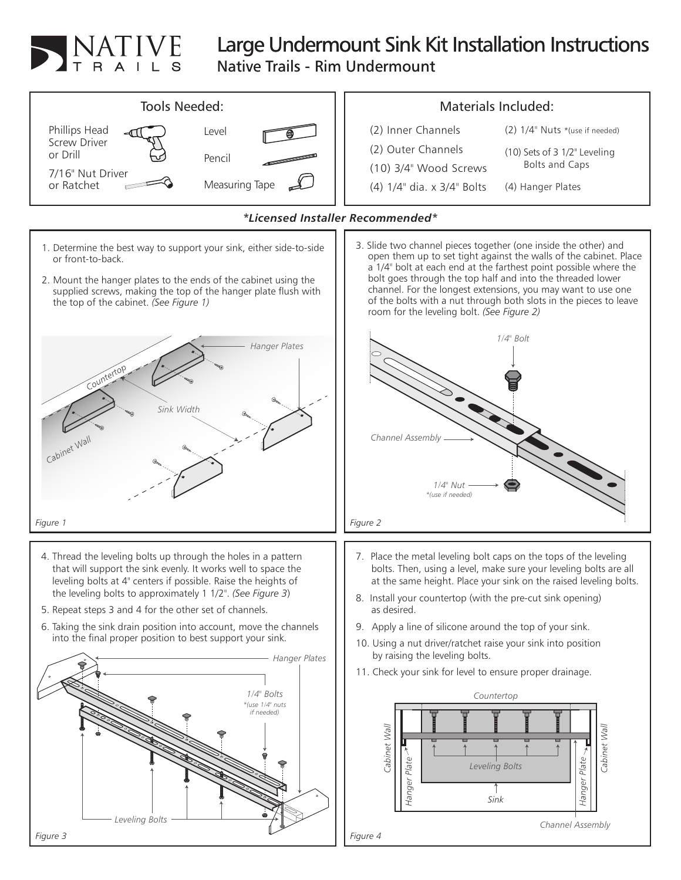# Large Undermount Sink Kit Installation Instructions

## Native Trails - Rim Undermount

### Tools Needed:

- Phillips Head Screw Driver or Drill
- 7/16" Nut Driver or Ratchet
- Level
- Pencil
- Measuring Tape

### Materials Included:

- (2) Inner Channels
- (2) Outer Channels
- (10) 3/4" Wood Screws
- (4) 1/4" dia. x 3/4" Bolts
- (2) 1/4" Nuts *(use if needed)
- (10) Sets of 3 1/2" Leveling Bolts and Caps
- (4) Hanger Plates

***Licensed Installer Recommended***

1. Determine the best way to support your sink, either side-to-side or front-to-back.
2. Mount the hanger plates to the ends of the cabinet using the supplied screws, making the top of the hanger plate flush with the top of the cabinet. *(See Figure 1)*

*Figure 1*

3. Slide two channel pieces together (one inside the other) and open them up to set tight against the walls of the cabinet. Place a 1/4" bolt at each end at the farthest point possible where the bolt goes through the top half and into the threaded lower channel. For the longest extensions, you may want to use one of the bolts with a nut through both slots in the pieces to leave room for the leveling bolt. *(See Figure 2)*

*Figure 2*

4. Thread the leveling bolts up through the holes in a pattern that will support the sink evenly. It works well to space the leveling bolts at 4" centers if possible. Raise the heights of the leveling bolts to approximately 1 1/2". *(See Figure 3)*
5. Repeat steps 3 and 4 for the other set of channels.
6. Taking the sink drain position into account, move the channels into the final proper position to best support your sink.

*Figure 3*

7. Place the metal leveling bolt caps on the tops of the leveling bolts. Then, using a level, make sure your leveling bolts are all at the same height. Place your sink on the raised leveling bolts.
8. Install your countertop (with the pre-cut sink opening) as desired.
9. Apply a line of silicone around the top of your sink.
10. Using a nut driver/ratchet raise your sink into position by raising the leveling bolts.
11. Check your sink for level to ensure proper drainage.

*Figure 4*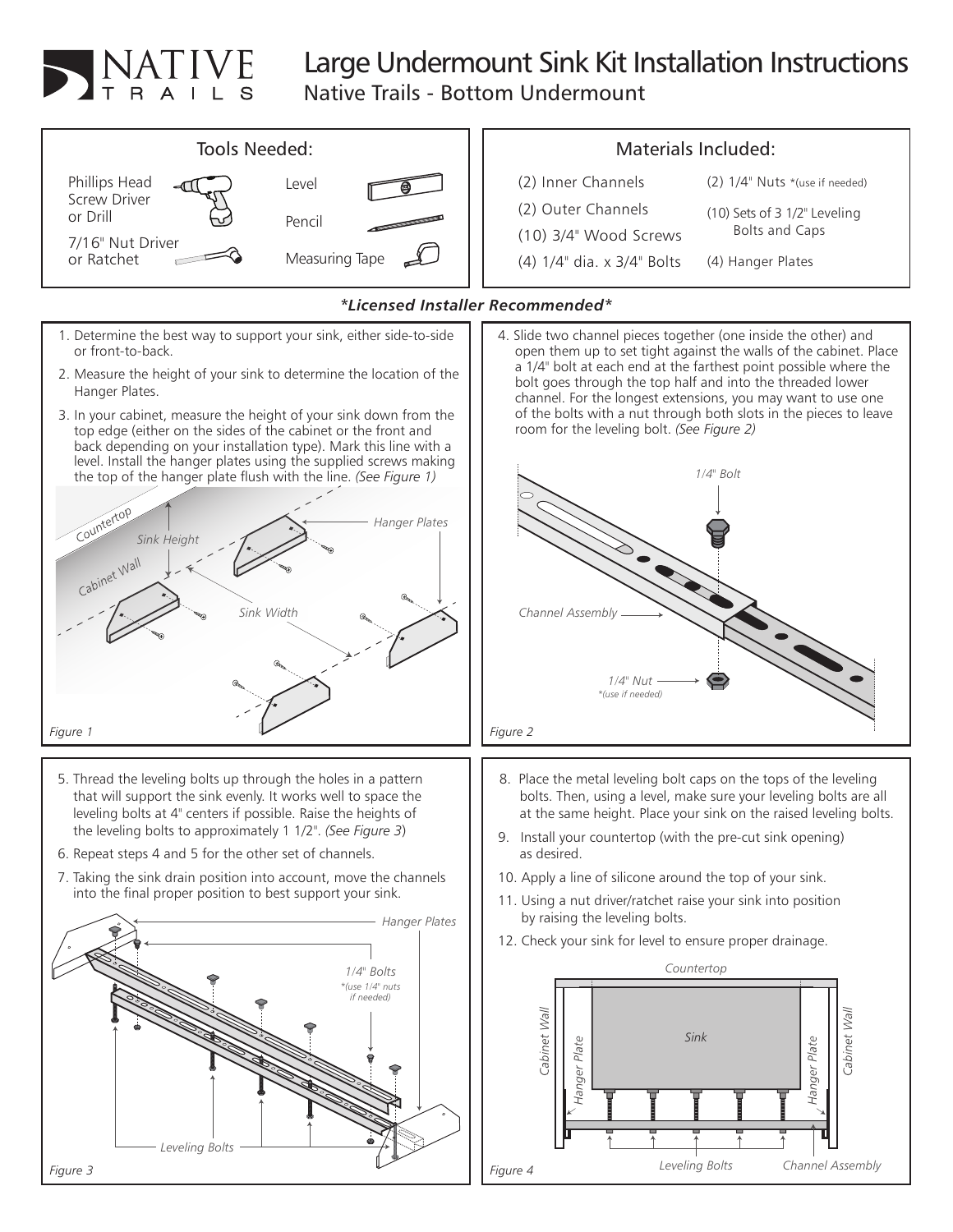# Large Undermount Sink Kit Installation Instructions

## Native Trails - Bottom Undermount

### Tools Needed:

- Phillips Head Screw Driver or Drill
- 7/16" Nut Driver or Ratchet
- Level
- Pencil
- Measuring Tape

### Materials Included:

- (2) Inner Channels
- (2) Outer Channels
- (10) 3/4" Wood Screws
- (4) 1/4" dia. x 3/4" Bolts
- (2) 1/4" Nuts *(use if needed)
- (10) Sets of 3 1/2" Leveling Bolts and Caps
- (4) Hanger Plates

***Licensed Installer Recommended***

1. Determine the best way to support your sink, either side-to-side or front-to-back.
2. Measure the height of your sink to determine the location of the Hanger Plates.
3. In your cabinet, measure the height of your sink down from the top edge (either on the sides of the cabinet or the front and back depending on your installation type). Mark this line with a level. Install the hanger plates using the supplied screws making the top of the hanger plate flush with the line. *(See Figure 1)*

Countertop
Sink Height
Cabinet Wall
Hanger Plates
Sink Width

*Figure 1*

4. Slide two channel pieces together (one inside the other) and open them up to set tight against the walls of the cabinet. Place a 1/4" bolt at each end at the farthest point possible where the bolt goes through the top half and into the threaded lower channel. For the longest extensions, you may want to use one of the bolts with a nut through both slots in the pieces to leave room for the leveling bolt. *(See Figure 2)*

1/4" Bolt
Channel Assembly
1/4" Nut
*(use if needed)

*Figure 2*

5. Thread the leveling bolts up through the holes in a pattern that will support the sink evenly. It works well to space the leveling bolts at 4" centers if possible. Raise the heights of the leveling bolts to approximately 1 1/2". *(See Figure 3)*
6. Repeat steps 4 and 5 for the other set of channels.
7. Taking the sink drain position into account, move the channels into the final proper position to best support your sink.

Hanger Plates
1/4" Bolts
*(use 1/4" nuts if needed)
Leveling Bolts

*Figure 3*

8. Place the metal leveling bolt caps on the tops of the leveling bolts. Then, using a level, make sure your leveling bolts are all at the same height. Place your sink on the raised leveling bolts.
9. Install your countertop (with the pre-cut sink opening) as desired.
10. Apply a line of silicone around the top of your sink.
11. Using a nut driver/ratchet raise your sink into position by raising the leveling bolts.
12. Check your sink for level to ensure proper drainage.

Countertop
Cabinet Wall
Hanger Plate
Sink
Hanger Plate
Cabinet Wall
Leveling Bolts
Channel Assembly

*Figure 4*